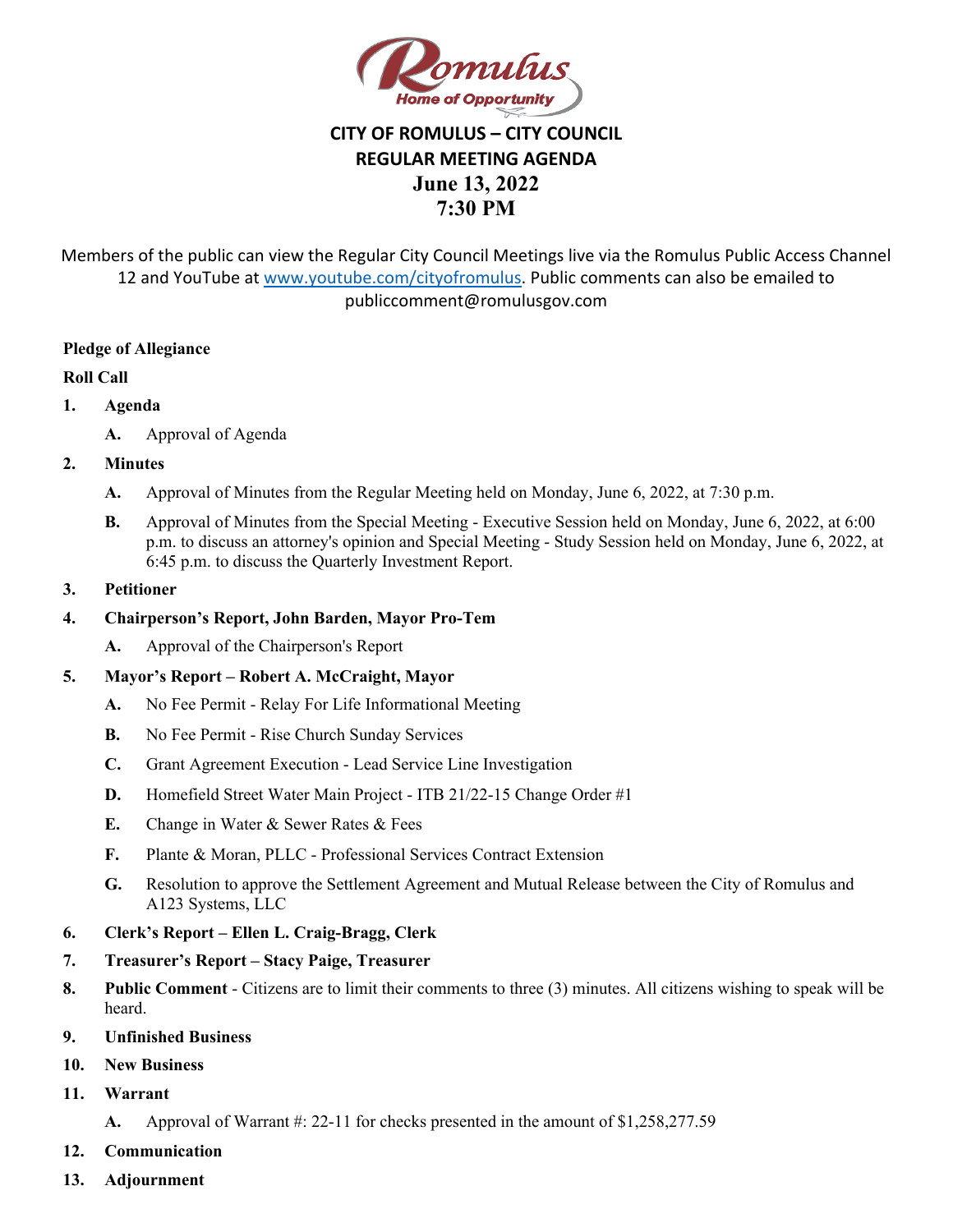Romulus
Home of Opportunity

# CITY OF ROMULUS – CITY COUNCIL
## REGULAR MEETING AGENDA
## June 13, 2022
## 7:30 PM

Members of the public can view the Regular City Council Meetings live via the Romulus Public Access Channel 12 and YouTube at www.youtube.com/cityofromulus. Public comments can also be emailed to publiccomment@romulusgov.com

**Pledge of Allegiance**

**Roll Call**

1. **Agenda**
   - **A.** Approval of Agenda
2. **Minutes**
   - **A.** Approval of Minutes from the Regular Meeting held on Monday, June 6, 2022, at 7:30 p.m.
   - **B.** Approval of Minutes from the Special Meeting - Executive Session held on Monday, June 6, 2022, at 6:00 p.m. to discuss an attorney's opinion and Special Meeting - Study Session held on Monday, June 6, 2022, at 6:45 p.m. to discuss the Quarterly Investment Report.
3. **Petitioner**
4. **Chairperson's Report, John Barden, Mayor Pro-Tem**
   - **A.** Approval of the Chairperson's Report
5. **Mayor's Report – Robert A. McCraight, Mayor**
   - **A.** No Fee Permit - Relay For Life Informational Meeting
   - **B.** No Fee Permit - Rise Church Sunday Services
   - **C.** Grant Agreement Execution - Lead Service Line Investigation
   - **D.** Homefield Street Water Main Project - ITB 21/22-15 Change Order #1
   - **E.** Change in Water & Sewer Rates & Fees
   - **F.** Plante & Moran, PLLC - Professional Services Contract Extension
   - **G.** Resolution to approve the Settlement Agreement and Mutual Release between the City of Romulus and A123 Systems, LLC
6. **Clerk's Report – Ellen L. Craig-Bragg, Clerk**
7. **Treasurer's Report – Stacy Paige, Treasurer**
8. **Public Comment** - Citizens are to limit their comments to three (3) minutes. All citizens wishing to speak will be heard.
9. **Unfinished Business**
10. **New Business**
11. **Warrant**
    - **A.** Approval of Warrant #: 22-11 for checks presented in the amount of $1,258,277.59
12. **Communication**
13. **Adjournment**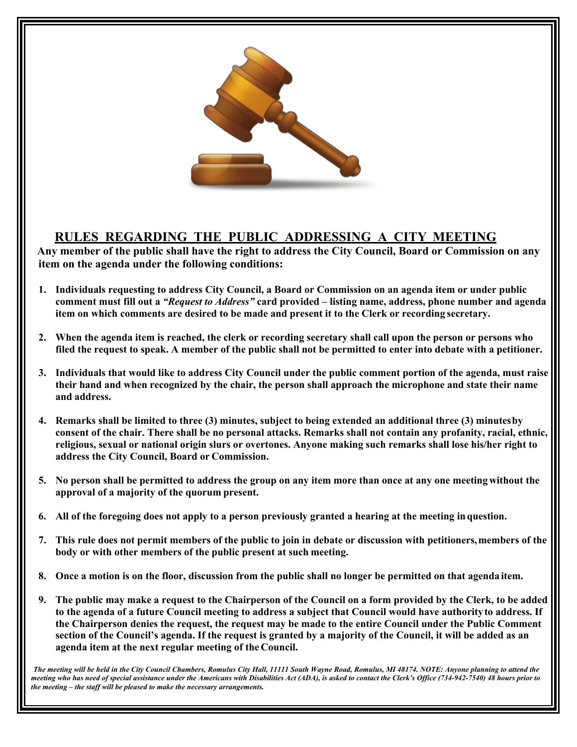## RULES REGARDING THE PUBLIC ADDRESSING A CITY MEETING

**Any member of the public shall have the right to address the City Council, Board or Commission on any item on the agenda under the following conditions:**

1. **Individuals requesting to address City Council, a Board or Commission on an agenda item or under public comment must fill out a *"Request to Address"* card provided – listing name, address, phone number and agenda item on which comments are desired to be made and present it to the Clerk or recording secretary.**

2. **When the agenda item is reached, the clerk or recording secretary shall call upon the person or persons who filed the request to speak. A member of the public shall not be permitted to enter into debate with a petitioner.**

3. **Individuals that would like to address City Council under the public comment portion of the agenda, must raise their hand and when recognized by the chair, the person shall approach the microphone and state their name and address.**

4. **Remarks shall be limited to three (3) minutes, subject to being extended an additional three (3) minutes by consent of the chair. There shall be no personal attacks. Remarks shall not contain any profanity, racial, ethnic, religious, sexual or national origin slurs or overtones. Anyone making such remarks shall lose his/her right to address the City Council, Board or Commission.**

5. **No person shall be permitted to address the group on any item more than once at any one meeting without the approval of a majority of the quorum present.**

6. **All of the foregoing does not apply to a person previously granted a hearing at the meeting in question.**

7. **This rule does not permit members of the public to join in debate or discussion with petitioners, members of the body or with other members of the public present at such meeting.**

8. **Once a motion is on the floor, discussion from the public shall no longer be permitted on that agenda item.**

9. **The public may make a request to the Chairperson of the Council on a form provided by the Clerk, to be added to the agenda of a future Council meeting to address a subject that Council would have authority to address. If the Chairperson denies the request, the request may be made to the entire Council under the Public Comment section of the Council's agenda. If the request is granted by a majority of the Council, it will be added as an agenda item at the next regular meeting of the Council.**

***The meeting will be held in the City Council Chambers, Romulus City Hall, 11111 South Wayne Road, Romulus, MI 48174. NOTE: Anyone planning to attend the meeting who has need of special assistance under the Americans with Disabilities Act (ADA), is asked to contact the Clerk's Office (734-942-7540) 48 hours prior to the meeting – the staff will be pleased to make the necessary arrangements.***